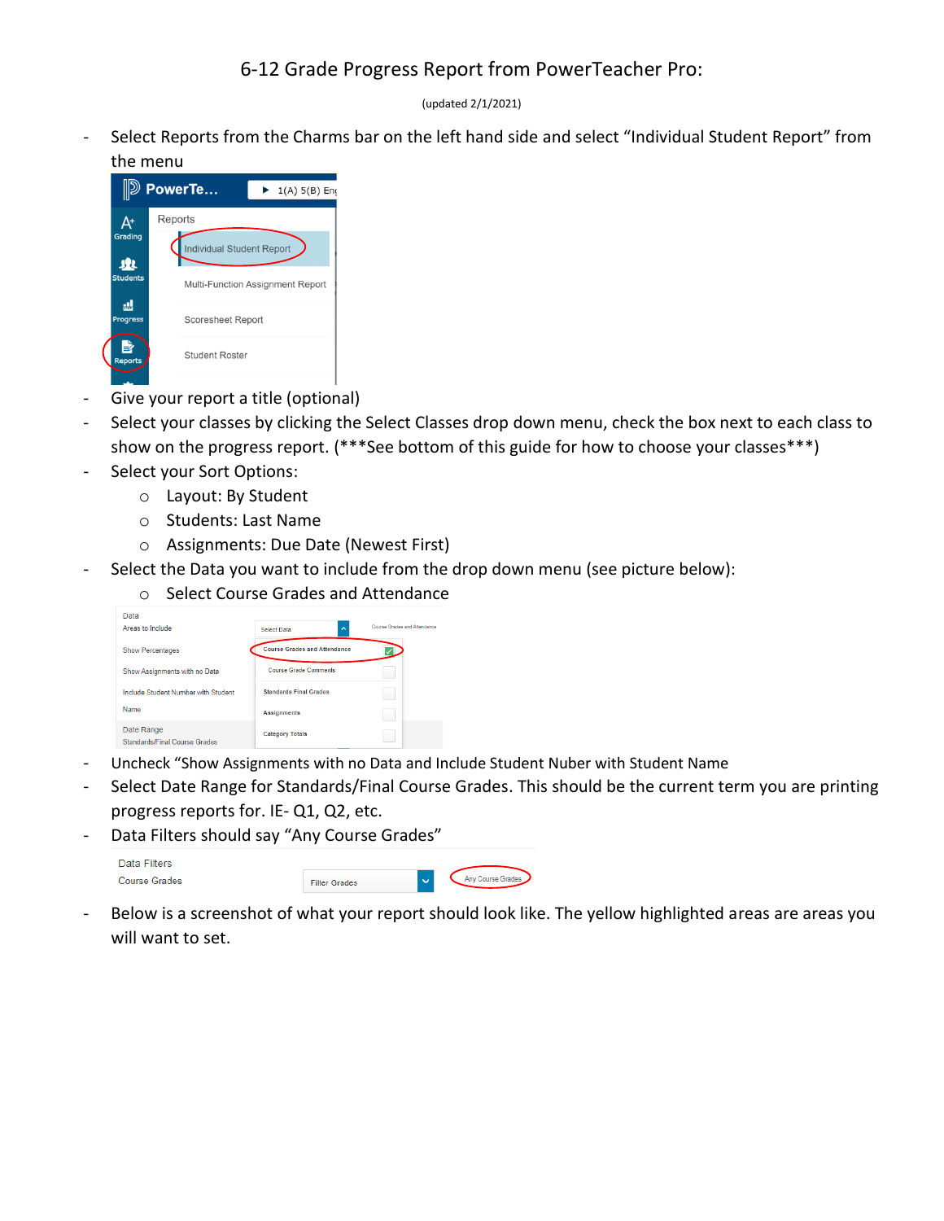# 6-12 Grade Progress Report from PowerTeacher Pro:

(updated 2/1/2021)

- Select Reports from the Charms bar on the left hand side and select "Individual Student Report" from the menu
- Give your report a title (optional)
- Select your classes by clicking the Select Classes drop down menu, check the box next to each class to show on the progress report. (***See bottom of this guide for how to choose your classes***)
- Select your Sort Options:
  - Layout: By Student
  - Students: Last Name
  - Assignments: Due Date (Newest First)
- Select the Data you want to include from the drop down menu (see picture below):
  - Select Course Grades and Attendance
- Uncheck "Show Assignments with no Data and Include Student Nuber with Student Name
- Select Date Range for Standards/Final Course Grades. This should be the current term you are printing progress reports for. IE- Q1, Q2, etc.
- Data Filters should say "Any Course Grades"
- Below is a screenshot of what your report should look like. The yellow highlighted areas are areas you will want to set.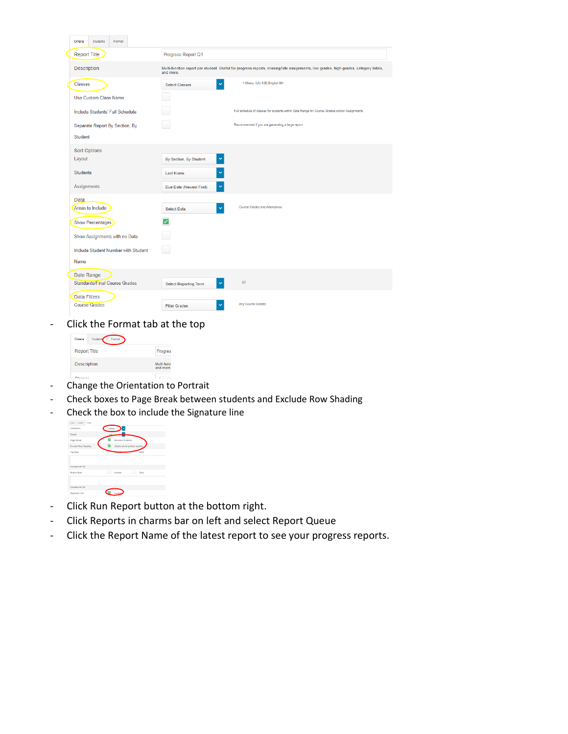| | | |
|---|---|---|
| Criteria | Students | Format |
| Report Title | Progress Report Q1 | |
| Description | Multi-function report per student. Useful for progress reports, missing/late assignments, low grades, high grades, category totals, and more. | |
| Classes | Select Classes | 1 Class: 1(A) 6(B) English 8th |
| Use Custom Class Name | | |
| Include Students' Full Schedule | | Full schedule of classes for students within Date Range for Course Grades and/or Assignments |
| Separate Report By Section, By Student | | Recommended if you are generating a large report. |
| Sort Options Layout | By Section, By Student | |
| Students | Last Name | |
| Assignments | Due Date (Newest First) | |
| Data Areas to Include | Select Data | Course Grades and Attendance |
| Show Percentages | ✓ | |
| Show Assignments with no Data | | |
| Include Student Number with Student Name | | |
| Date Range Standards/Final Course Grades | Select Reporting Term | Q1 |
| Data Filters Course Grades | Filter Grades | Any Course Grades |

- Click the Format tab at the top
- Change the Orientation to Portrait
- Check boxes to Page Break between students and Exclude Row Shading
- Check the box to include the Signature line
- Click Run Report button at the bottom right.
- Click Reports in charms bar on left and select Report Queue
- Click the Report Name of the latest report to see your progress reports.